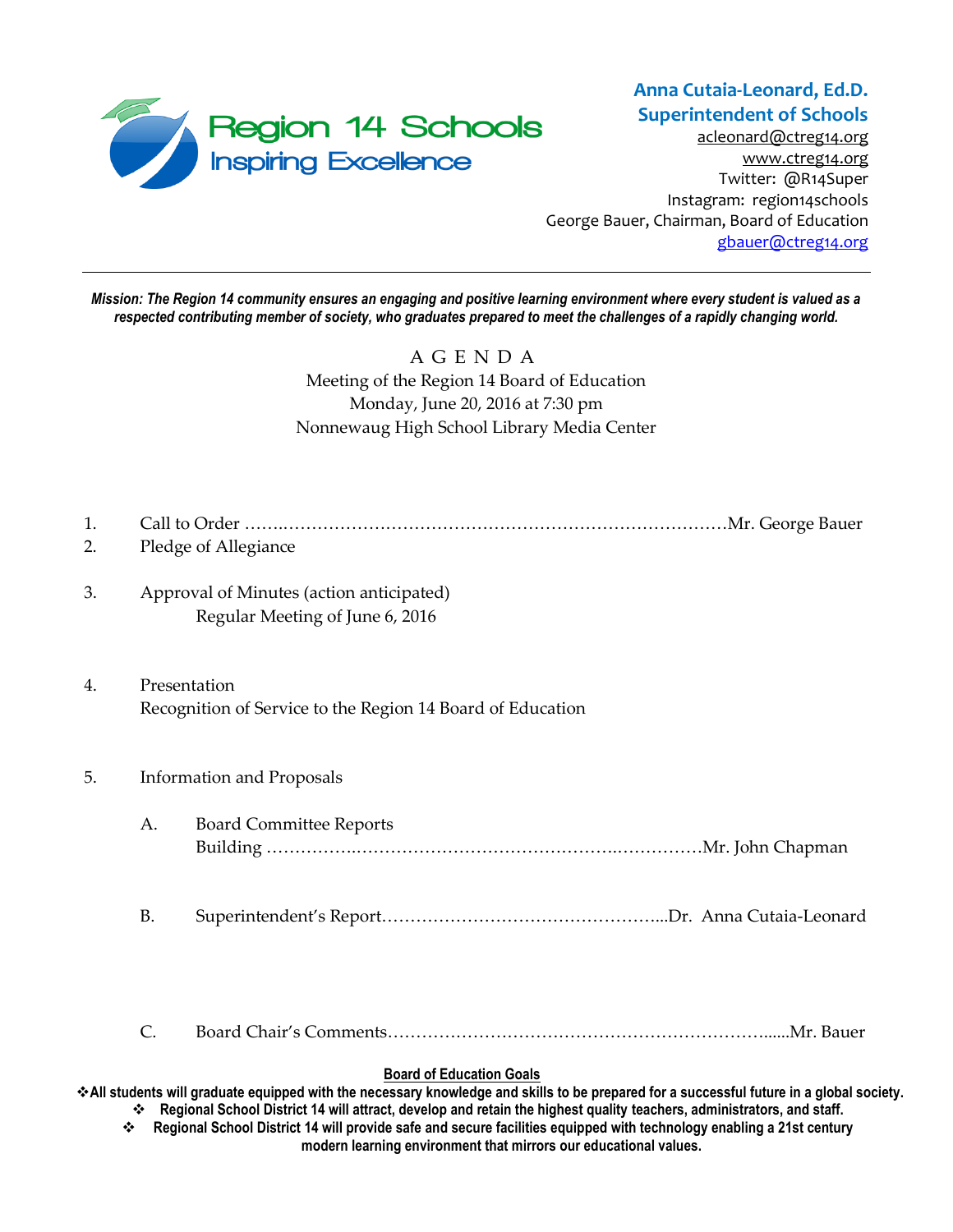Region 14 Schools
Inspiring Excellence

**Anna Cutaia-Leonard, Ed.D.**
**Superintendent of Schools**
acleonard@ctreg14.org
www.ctreg14.org
Twitter: @R14Super
Instagram: region14schools
George Bauer, Chairman, Board of Education
gbauer@ctreg14.org

---

***Mission: The Region 14 community ensures an engaging and positive learning environment where every student is valued as a respected contributing member of society, who graduates prepared to meet the challenges of a rapidly changing world.***

A G E N D A
Meeting of the Region 14 Board of Education
Monday, June 20, 2016 at 7:30 pm
Nonnewaug High School Library Media Center

1. Call to Order ……..……………………………………………………………………Mr. George Bauer
2. Pledge of Allegiance

3. Approval of Minutes (action anticipated)
   Regular Meeting of June 6, 2016

4. Presentation
   Recognition of Service to the Region 14 Board of Education

5. Information and Proposals

   A. Board Committee Reports
      Building ……………..………………………………………..……………Mr. John Chapman

   B. Superintendent's Report…………………………………………...Dr. Anna Cutaia-Leonard

   C. Board Chair's Comments…………………………………………………………......Mr. Bauer

**Board of Education Goals**

- **All students will graduate equipped with the necessary knowledge and skills to be prepared for a successful future in a global society.**
- **Regional School District 14 will attract, develop and retain the highest quality teachers, administrators, and staff.**
- **Regional School District 14 will provide safe and secure facilities equipped with technology enabling a 21st century modern learning environment that mirrors our educational values.**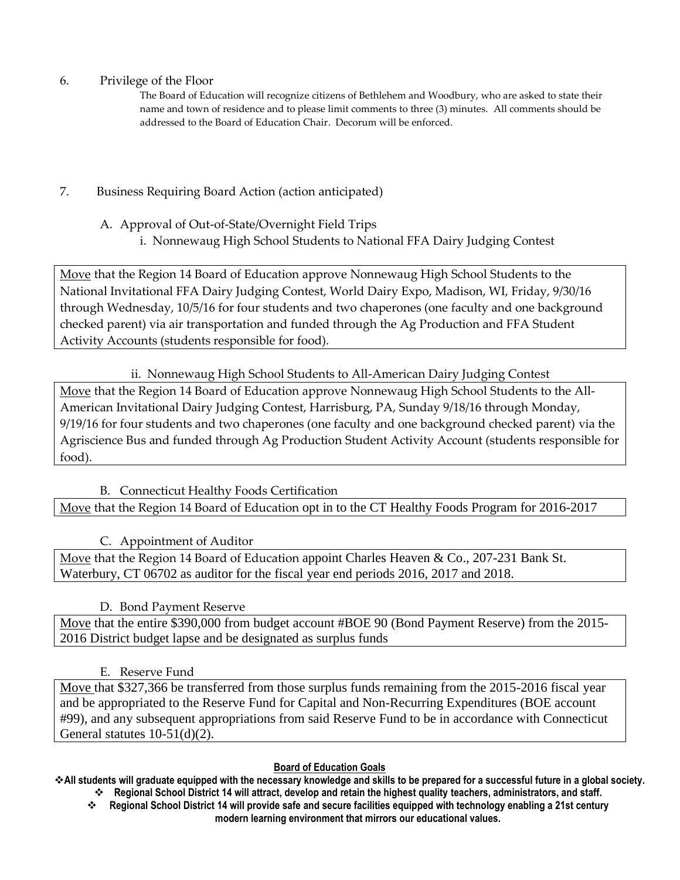6. Privilege of the Floor

The Board of Education will recognize citizens of Bethlehem and Woodbury, who are asked to state their name and town of residence and to please limit comments to three (3) minutes. All comments should be addressed to the Board of Education Chair. Decorum will be enforced.

7. Business Requiring Board Action (action anticipated)

A. Approval of Out-of-State/Overnight Field Trips

i. Nonnewaug High School Students to National FFA Dairy Judging Contest

Move that the Region 14 Board of Education approve Nonnewaug High School Students to the National Invitational FFA Dairy Judging Contest, World Dairy Expo, Madison, WI, Friday, 9/30/16 through Wednesday, 10/5/16 for four students and two chaperones (one faculty and one background checked parent) via air transportation and funded through the Ag Production and FFA Student Activity Accounts (students responsible for food).

ii. Nonnewaug High School Students to All-American Dairy Judging Contest

Move that the Region 14 Board of Education approve Nonnewaug High School Students to the All-American Invitational Dairy Judging Contest, Harrisburg, PA, Sunday 9/18/16 through Monday, 9/19/16 for four students and two chaperones (one faculty and one background checked parent) via the Agriscience Bus and funded through Ag Production Student Activity Account (students responsible for food).

B. Connecticut Healthy Foods Certification

Move that the Region 14 Board of Education opt in to the CT Healthy Foods Program for 2016-2017

C. Appointment of Auditor

Move that the Region 14 Board of Education appoint Charles Heaven & Co., 207-231 Bank St. Waterbury, CT 06702 as auditor for the fiscal year end periods 2016, 2017 and 2018.

D. Bond Payment Reserve

Move that the entire $390,000 from budget account #BOE 90 (Bond Payment Reserve) from the 2015-2016 District budget lapse and be designated as surplus funds

E. Reserve Fund

Move that $327,366 be transferred from those surplus funds remaining from the 2015-2016 fiscal year and be appropriated to the Reserve Fund for Capital and Non-Recurring Expenditures (BOE account #99), and any subsequent appropriations from said Reserve Fund to be in accordance with Connecticut General statutes 10-51(d)(2).

**Board of Education Goals**

- **All students will graduate equipped with the necessary knowledge and skills to be prepared for a successful future in a global society.**
- **Regional School District 14 will attract, develop and retain the highest quality teachers, administrators, and staff.**
- **Regional School District 14 will provide safe and secure facilities equipped with technology enabling a 21st century modern learning environment that mirrors our educational values.**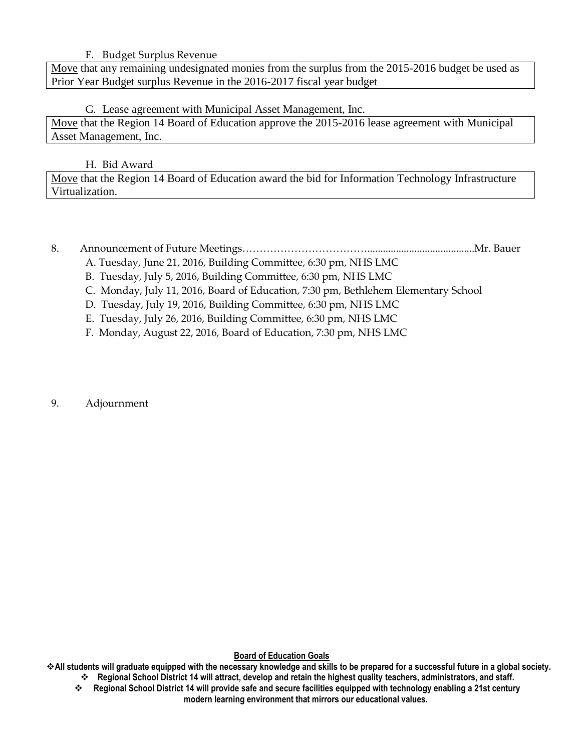F. Budget Surplus Revenue

<u>Move</u> that any remaining undesignated monies from the surplus from the 2015-2016 budget be used as Prior Year Budget surplus Revenue in the 2016-2017 fiscal year budget

G. Lease agreement with Municipal Asset Management, Inc.

<u>Move</u> that the Region 14 Board of Education approve the 2015-2016 lease agreement with Municipal Asset Management, Inc.

H. Bid Award

<u>Move</u> that the Region 14 Board of Education award the bid for Information Technology Infrastructure Virtualization.

8. Announcement of Future Meetings……………………………….........................................Mr. Bauer

A. Tuesday, June 21, 2016, Building Committee, 6:30 pm, NHS LMC
B. Tuesday, July 5, 2016, Building Committee, 6:30 pm, NHS LMC
C. Monday, July 11, 2016, Board of Education, 7:30 pm, Bethlehem Elementary School
D. Tuesday, July 19, 2016, Building Committee, 6:30 pm, NHS LMC
E. Tuesday, July 26, 2016, Building Committee, 6:30 pm, NHS LMC
F. Monday, August 22, 2016, Board of Education, 7:30 pm, NHS LMC

9. Adjournment

**<u>Board of Education Goals</u>**

- **All students will graduate equipped with the necessary knowledge and skills to be prepared for a successful future in a global society.**
- **Regional School District 14 will attract, develop and retain the highest quality teachers, administrators, and staff.**
- **Regional School District 14 will provide safe and secure facilities equipped with technology enabling a 21st century modern learning environment that mirrors our educational values.**